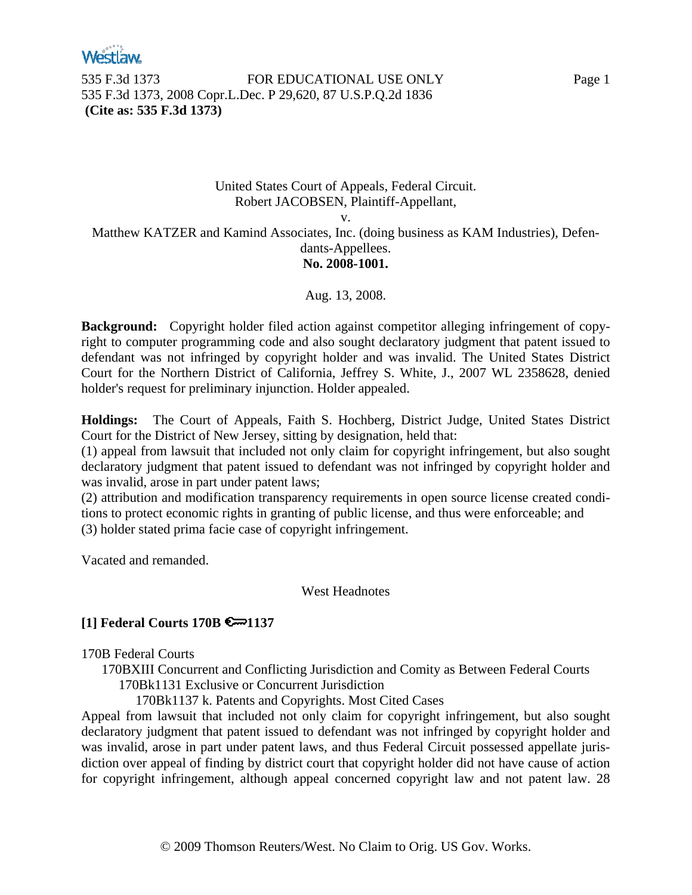United States Court of Appeals, Federal Circuit.
Robert JACOBSEN, Plaintiff-Appellant,
v.
Matthew KATZER and Kamind Associates, Inc. (doing business as KAM Industries), Defendants-Appellees.
**No. 2008-1001.**

Aug. 13, 2008.

**Background:** Copyright holder filed action against competitor alleging infringement of copyright to computer programming code and also sought declaratory judgment that patent issued to defendant was not infringed by copyright holder and was invalid. The United States District Court for the Northern District of California, Jeffrey S. White, J., 2007 WL 2358628, denied holder's request for preliminary injunction. Holder appealed.

**Holdings:** The Court of Appeals, Faith S. Hochberg, District Judge, United States District Court for the District of New Jersey, sitting by designation, held that:
(1) appeal from lawsuit that included not only claim for copyright infringement, but also sought declaratory judgment that patent issued to defendant was not infringed by copyright holder and was invalid, arose in part under patent laws;
(2) attribution and modification transparency requirements in open source license created conditions to protect economic rights in granting of public license, and thus were enforceable; and
(3) holder stated prima facie case of copyright infringement.

Vacated and remanded.

West Headnotes

**[1] Federal Courts 170B ⚷1137**

170B Federal Courts
  170BXIII Concurrent and Conflicting Jurisdiction and Comity as Between Federal Courts
    170Bk1131 Exclusive or Concurrent Jurisdiction
      170Bk1137 k. Patents and Copyrights. Most Cited Cases

Appeal from lawsuit that included not only claim for copyright infringement, but also sought declaratory judgment that patent issued to defendant was not infringed by copyright holder and was invalid, arose in part under patent laws, and thus Federal Circuit possessed appellate jurisdiction over appeal of finding by district court that copyright holder did not have cause of action for copyright infringement, although appeal concerned copyright law and not patent law. 28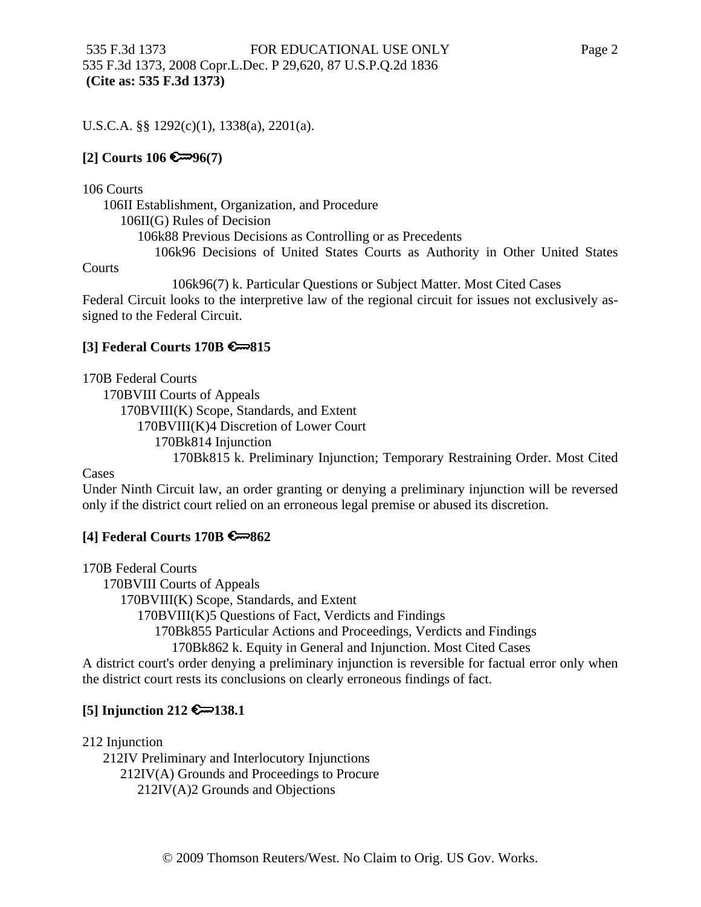U.S.C.A. §§ 1292(c)(1), 1338(a), 2201(a).

**[2] Courts 106 ⚷96(7)**

106 Courts
  106II Establishment, Organization, and Procedure
    106II(G) Rules of Decision
      106k88 Previous Decisions as Controlling or as Precedents
        106k96 Decisions of United States Courts as Authority in Other United States Courts
          106k96(7) k. Particular Questions or Subject Matter. Most Cited Cases

Federal Circuit looks to the interpretive law of the regional circuit for issues not exclusively assigned to the Federal Circuit.

**[3] Federal Courts 170B ⚷815**

170B Federal Courts
  170BVIII Courts of Appeals
    170BVIII(K) Scope, Standards, and Extent
      170BVIII(K)4 Discretion of Lower Court
        170Bk814 Injunction
          170Bk815 k. Preliminary Injunction; Temporary Restraining Order. Most Cited Cases

Under Ninth Circuit law, an order granting or denying a preliminary injunction will be reversed only if the district court relied on an erroneous legal premise or abused its discretion.

**[4] Federal Courts 170B ⚷862**

170B Federal Courts
  170BVIII Courts of Appeals
    170BVIII(K) Scope, Standards, and Extent
      170BVIII(K)5 Questions of Fact, Verdicts and Findings
        170Bk855 Particular Actions and Proceedings, Verdicts and Findings
          170Bk862 k. Equity in General and Injunction. Most Cited Cases

A district court's order denying a preliminary injunction is reversible for factual error only when the district court rests its conclusions on clearly erroneous findings of fact.

**[5] Injunction 212 ⚷138.1**

212 Injunction
  212IV Preliminary and Interlocutory Injunctions
    212IV(A) Grounds and Proceedings to Procure
      212IV(A)2 Grounds and Objections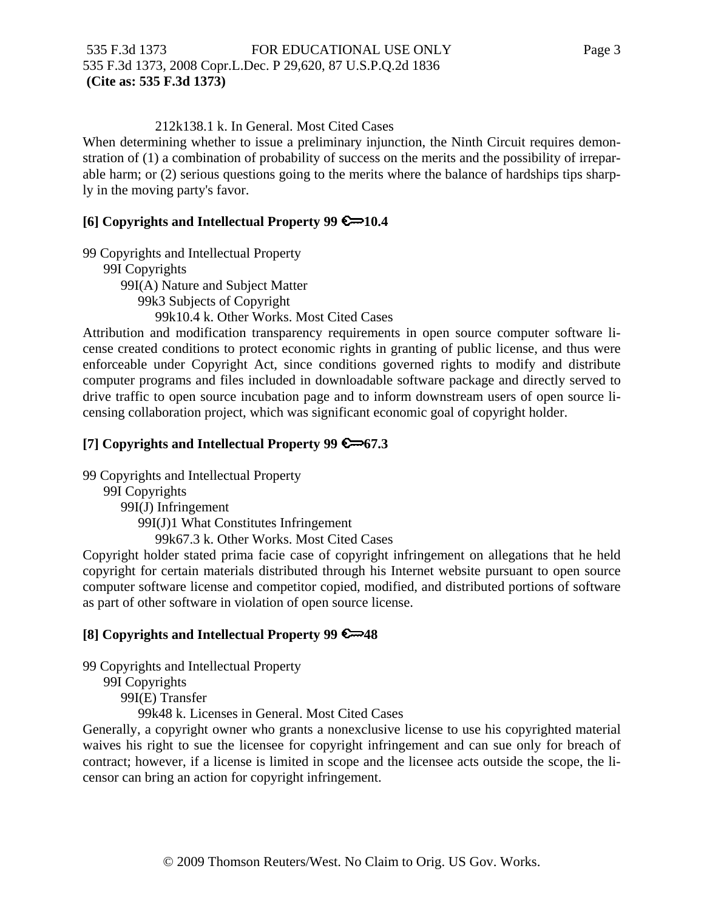212k138.1 k. In General. Most Cited Cases

When determining whether to issue a preliminary injunction, the Ninth Circuit requires demonstration of (1) a combination of probability of success on the merits and the possibility of irreparable harm; or (2) serious questions going to the merits where the balance of hardships tips sharply in the moving party's favor.

**[6] Copyrights and Intellectual Property 99 ⚷10.4**

99 Copyrights and Intellectual Property
  99I Copyrights
    99I(A) Nature and Subject Matter
      99k3 Subjects of Copyright
        99k10.4 k. Other Works. Most Cited Cases

Attribution and modification transparency requirements in open source computer software license created conditions to protect economic rights in granting of public license, and thus were enforceable under Copyright Act, since conditions governed rights to modify and distribute computer programs and files included in downloadable software package and directly served to drive traffic to open source incubation page and to inform downstream users of open source licensing collaboration project, which was significant economic goal of copyright holder.

**[7] Copyrights and Intellectual Property 99 ⚷67.3**

99 Copyrights and Intellectual Property
  99I Copyrights
    99I(J) Infringement
      99I(J)1 What Constitutes Infringement
        99k67.3 k. Other Works. Most Cited Cases

Copyright holder stated prima facie case of copyright infringement on allegations that he held copyright for certain materials distributed through his Internet website pursuant to open source computer software license and competitor copied, modified, and distributed portions of software as part of other software in violation of open source license.

**[8] Copyrights and Intellectual Property 99 ⚷48**

99 Copyrights and Intellectual Property
  99I Copyrights
    99I(E) Transfer
      99k48 k. Licenses in General. Most Cited Cases

Generally, a copyright owner who grants a nonexclusive license to use his copyrighted material waives his right to sue the licensee for copyright infringement and can sue only for breach of contract; however, if a license is limited in scope and the licensee acts outside the scope, the licensor can bring an action for copyright infringement.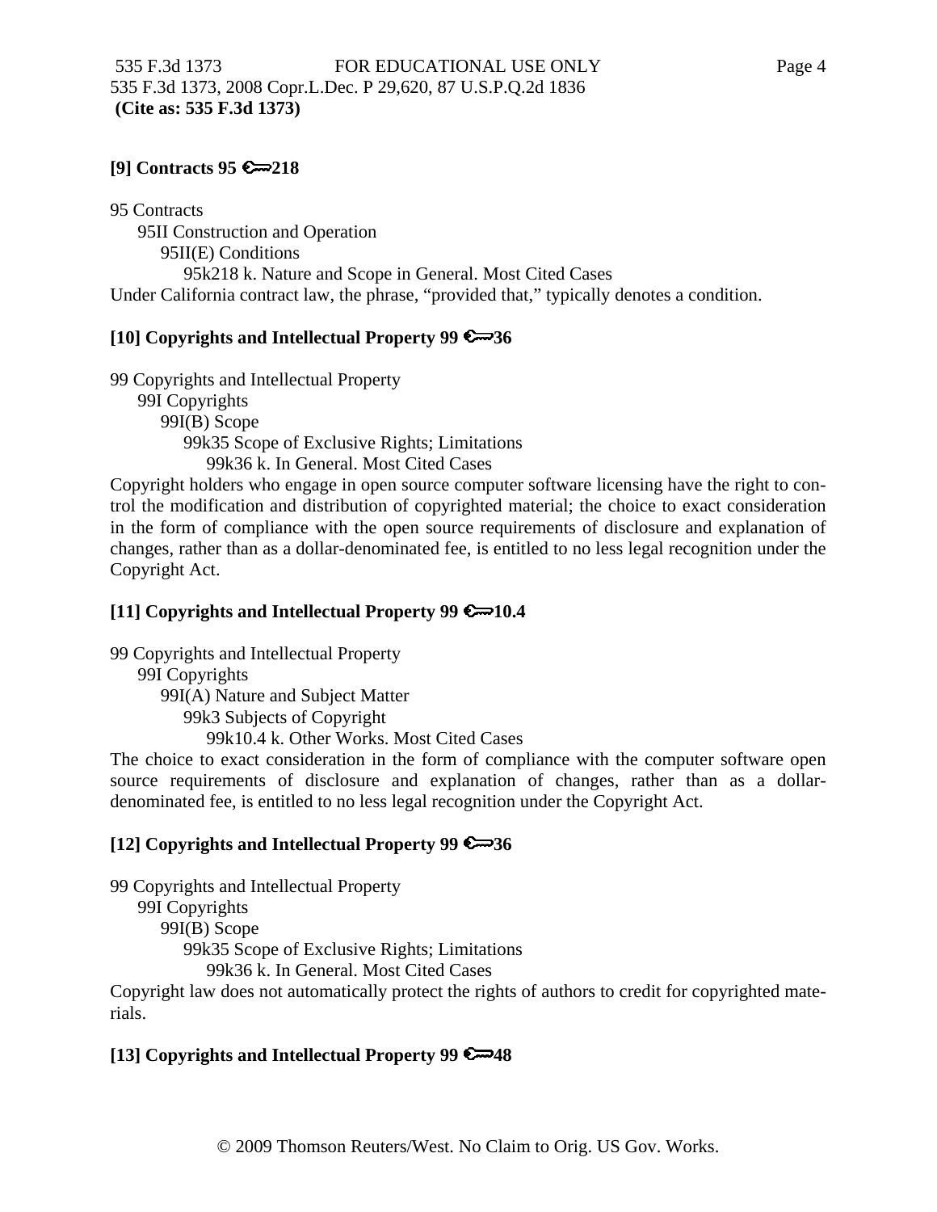**[9] Contracts 95 ⚷218**

95 Contracts
  95II Construction and Operation
    95II(E) Conditions
      95k218 k. Nature and Scope in General. Most Cited Cases

Under California contract law, the phrase, "provided that," typically denotes a condition.

**[10] Copyrights and Intellectual Property 99 ⚷36**

99 Copyrights and Intellectual Property
  99I Copyrights
    99I(B) Scope
      99k35 Scope of Exclusive Rights; Limitations
        99k36 k. In General. Most Cited Cases

Copyright holders who engage in open source computer software licensing have the right to control the modification and distribution of copyrighted material; the choice to exact consideration in the form of compliance with the open source requirements of disclosure and explanation of changes, rather than as a dollar-denominated fee, is entitled to no less legal recognition under the Copyright Act.

**[11] Copyrights and Intellectual Property 99 ⚷10.4**

99 Copyrights and Intellectual Property
  99I Copyrights
    99I(A) Nature and Subject Matter
      99k3 Subjects of Copyright
        99k10.4 k. Other Works. Most Cited Cases

The choice to exact consideration in the form of compliance with the computer software open source requirements of disclosure and explanation of changes, rather than as a dollar-denominated fee, is entitled to no less legal recognition under the Copyright Act.

**[12] Copyrights and Intellectual Property 99 ⚷36**

99 Copyrights and Intellectual Property
  99I Copyrights
    99I(B) Scope
      99k35 Scope of Exclusive Rights; Limitations
        99k36 k. In General. Most Cited Cases

Copyright law does not automatically protect the rights of authors to credit for copyrighted materials.

**[13] Copyrights and Intellectual Property 99 ⚷48**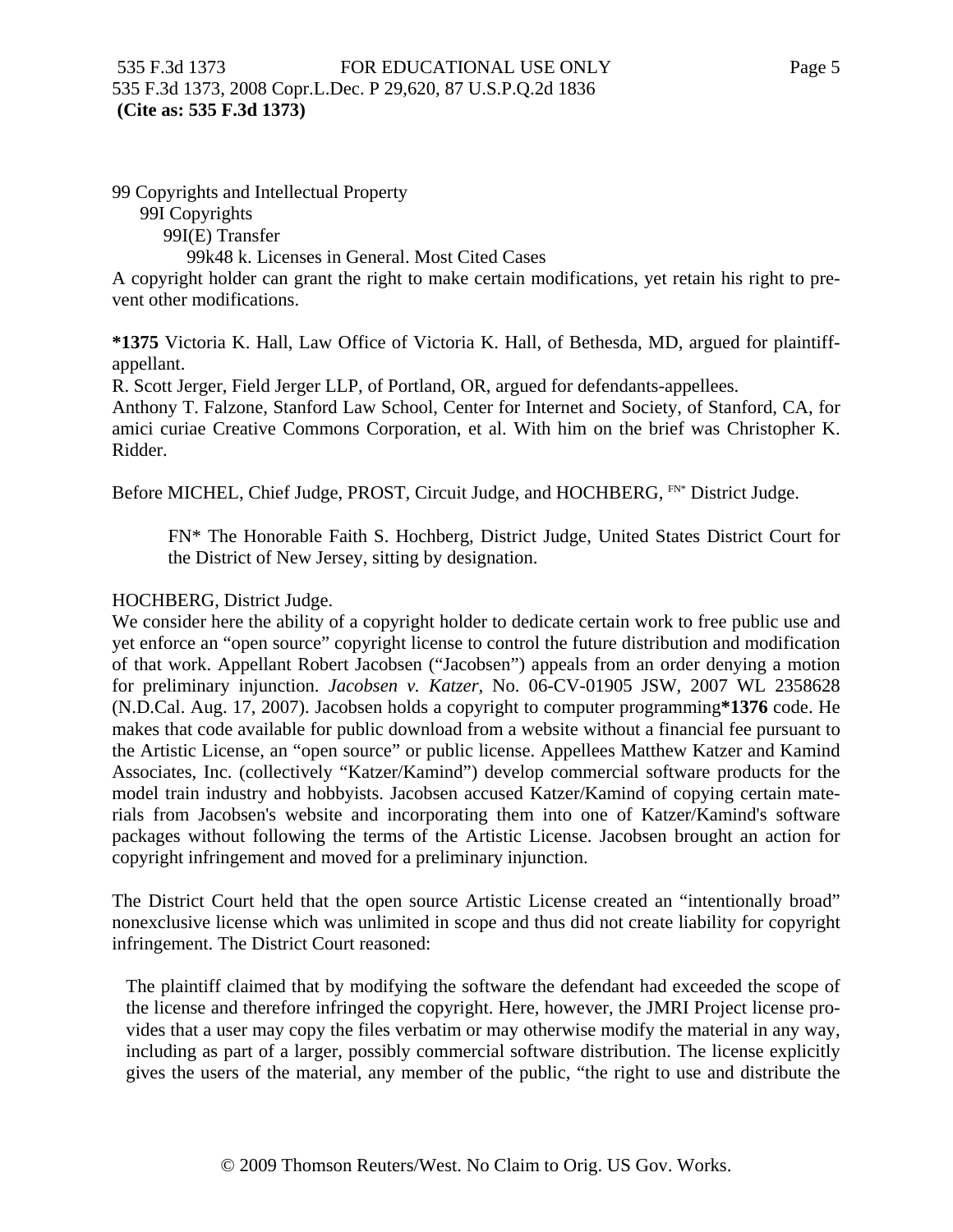99 Copyrights and Intellectual Property

99I Copyrights

99I(E) Transfer

99k48 k. Licenses in General. Most Cited Cases

A copyright holder can grant the right to make certain modifications, yet retain his right to prevent other modifications.

**\*1375** Victoria K. Hall, Law Office of Victoria K. Hall, of Bethesda, MD, argued for plaintiff-appellant.

R. Scott Jerger, Field Jerger LLP, of Portland, OR, argued for defendants-appellees.

Anthony T. Falzone, Stanford Law School, Center for Internet and Society, of Stanford, CA, for amici curiae Creative Commons Corporation, et al. With him on the brief was Christopher K. Ridder.

Before MICHEL, Chief Judge, PROST, Circuit Judge, and HOCHBERG, [FN*] District Judge.

> FN* The Honorable Faith S. Hochberg, District Judge, United States District Court for the District of New Jersey, sitting by designation.

HOCHBERG, District Judge.

We consider here the ability of a copyright holder to dedicate certain work to free public use and yet enforce an "open source" copyright license to control the future distribution and modification of that work. Appellant Robert Jacobsen ("Jacobsen") appeals from an order denying a motion for preliminary injunction. *Jacobsen v. Katzer*, No. 06-CV-01905 JSW, 2007 WL 2358628 (N.D.Cal. Aug. 17, 2007). Jacobsen holds a copyright to computer programming**\*1376** code. He makes that code available for public download from a website without a financial fee pursuant to the Artistic License, an "open source" or public license. Appellees Matthew Katzer and Kamind Associates, Inc. (collectively "Katzer/Kamind") develop commercial software products for the model train industry and hobbyists. Jacobsen accused Katzer/Kamind of copying certain materials from Jacobsen's website and incorporating them into one of Katzer/Kamind's software packages without following the terms of the Artistic License. Jacobsen brought an action for copyright infringement and moved for a preliminary injunction.

The District Court held that the open source Artistic License created an "intentionally broad" nonexclusive license which was unlimited in scope and thus did not create liability for copyright infringement. The District Court reasoned:

> The plaintiff claimed that by modifying the software the defendant had exceeded the scope of the license and therefore infringed the copyright. Here, however, the JMRI Project license provides that a user may copy the files verbatim or may otherwise modify the material in any way, including as part of a larger, possibly commercial software distribution. The license explicitly gives the users of the material, any member of the public, "the right to use and distribute the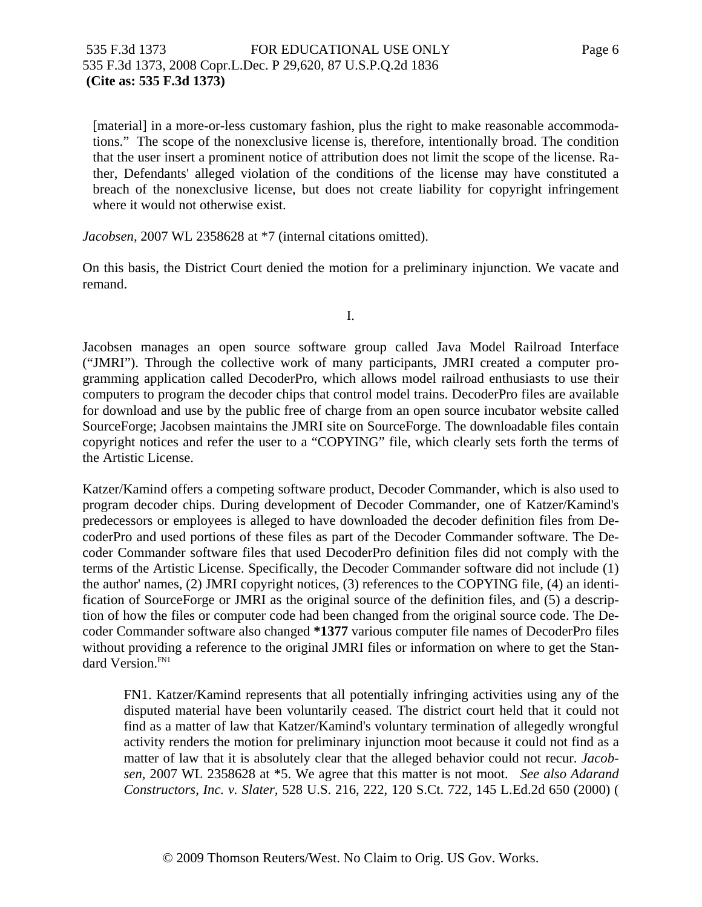[material] in a more-or-less customary fashion, plus the right to make reasonable accommodations." The scope of the nonexclusive license is, therefore, intentionally broad. The condition that the user insert a prominent notice of attribution does not limit the scope of the license. Rather, Defendants' alleged violation of the conditions of the license may have constituted a breach of the nonexclusive license, but does not create liability for copyright infringement where it would not otherwise exist.

*Jacobsen,* 2007 WL 2358628 at *7 (internal citations omitted).

On this basis, the District Court denied the motion for a preliminary injunction. We vacate and remand.

I.

Jacobsen manages an open source software group called Java Model Railroad Interface ("JMRI"). Through the collective work of many participants, JMRI created a computer programming application called DecoderPro, which allows model railroad enthusiasts to use their computers to program the decoder chips that control model trains. DecoderPro files are available for download and use by the public free of charge from an open source incubator website called SourceForge; Jacobsen maintains the JMRI site on SourceForge. The downloadable files contain copyright notices and refer the user to a "COPYING" file, which clearly sets forth the terms of the Artistic License.

Katzer/Kamind offers a competing software product, Decoder Commander, which is also used to program decoder chips. During development of Decoder Commander, one of Katzer/Kamind's predecessors or employees is alleged to have downloaded the decoder definition files from DecoderPro and used portions of these files as part of the Decoder Commander software. The Decoder Commander software files that used DecoderPro definition files did not comply with the terms of the Artistic License. Specifically, the Decoder Commander software did not include (1) the author' names, (2) JMRI copyright notices, (3) references to the COPYING file, (4) an identification of SourceForge or JMRI as the original source of the definition files, and (5) a description of how the files or computer code had been changed from the original source code. The Decoder Commander software also changed **\*1377** various computer file names of DecoderPro files without providing a reference to the original JMRI files or information on where to get the Standard Version.[FN1]

FN1. Katzer/Kamind represents that all potentially infringing activities using any of the disputed material have been voluntarily ceased. The district court held that it could not find as a matter of law that Katzer/Kamind's voluntary termination of allegedly wrongful activity renders the motion for preliminary injunction moot because it could not find as a matter of law that it is absolutely clear that the alleged behavior could not recur. *Jacobsen,* 2007 WL 2358628 at *5. We agree that this matter is not moot. *See also Adarand Constructors, Inc. v. Slater,* 528 U.S. 216, 222, 120 S.Ct. 722, 145 L.Ed.2d 650 (2000) (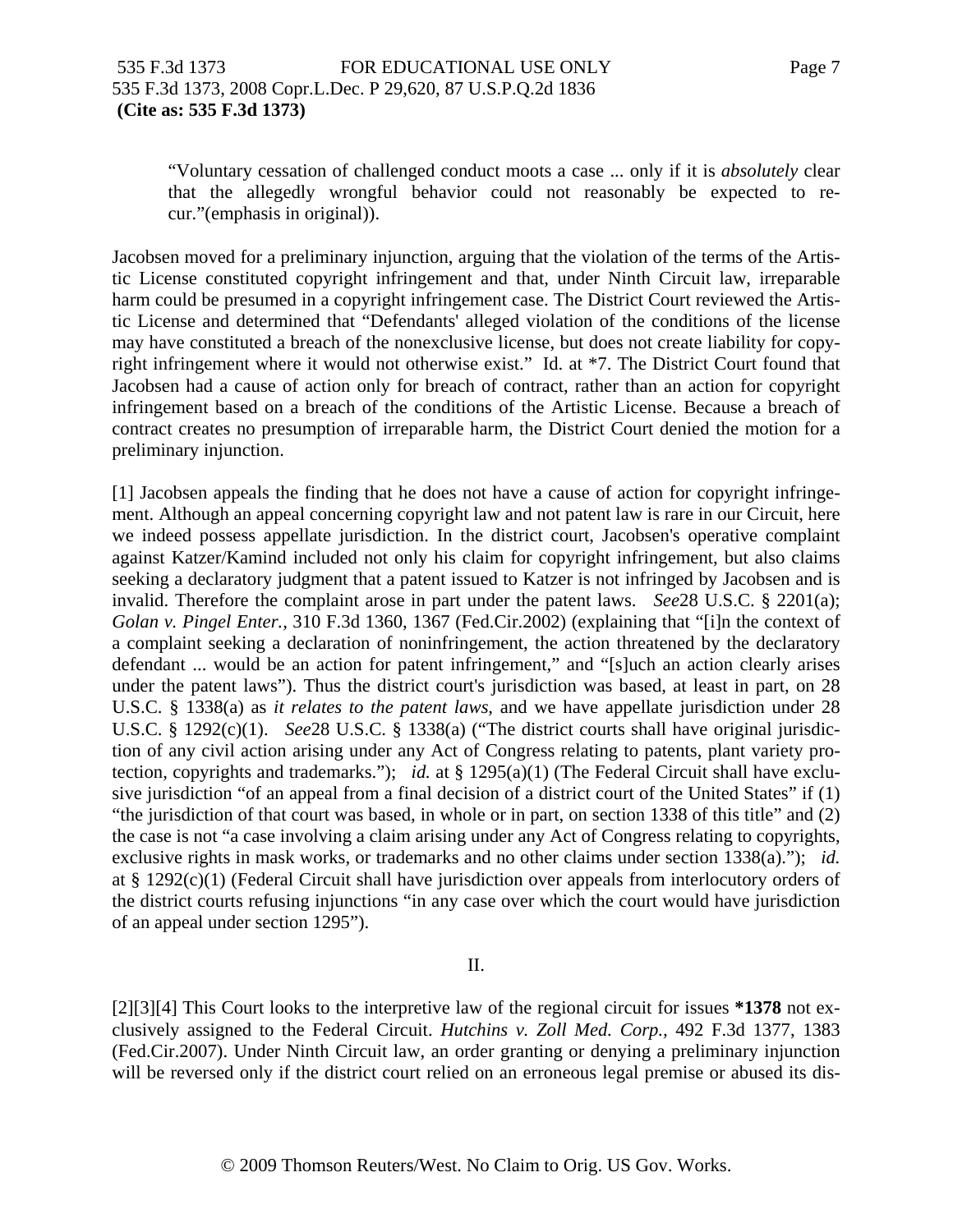> "Voluntary cessation of challenged conduct moots a case ... only if it is *absolutely* clear that the allegedly wrongful behavior could not reasonably be expected to recur."(emphasis in original)).

Jacobsen moved for a preliminary injunction, arguing that the violation of the terms of the Artistic License constituted copyright infringement and that, under Ninth Circuit law, irreparable harm could be presumed in a copyright infringement case. The District Court reviewed the Artistic License and determined that "Defendants' alleged violation of the conditions of the license may have constituted a breach of the nonexclusive license, but does not create liability for copyright infringement where it would not otherwise exist." Id. at *7. The District Court found that Jacobsen had a cause of action only for breach of contract, rather than an action for copyright infringement based on a breach of the conditions of the Artistic License. Because a breach of contract creates no presumption of irreparable harm, the District Court denied the motion for a preliminary injunction.

[1] Jacobsen appeals the finding that he does not have a cause of action for copyright infringement. Although an appeal concerning copyright law and not patent law is rare in our Circuit, here we indeed possess appellate jurisdiction. In the district court, Jacobsen's operative complaint against Katzer/Kamind included not only his claim for copyright infringement, but also claims seeking a declaratory judgment that a patent issued to Katzer is not infringed by Jacobsen and is invalid. Therefore the complaint arose in part under the patent laws. *See*28 U.S.C. § 2201(a); *Golan v. Pingel Enter.,* 310 F.3d 1360, 1367 (Fed.Cir.2002) (explaining that "[i]n the context of a complaint seeking a declaration of noninfringement, the action threatened by the declaratory defendant ... would be an action for patent infringement," and "[s]uch an action clearly arises under the patent laws"). Thus the district court's jurisdiction was based, at least in part, on 28 U.S.C. § 1338(a) as *it relates to the patent laws,* and we have appellate jurisdiction under 28 U.S.C. § 1292(c)(1). *See*28 U.S.C. § 1338(a) ("The district courts shall have original jurisdiction of any civil action arising under any Act of Congress relating to patents, plant variety protection, copyrights and trademarks."); *id.* at § 1295(a)(1) (The Federal Circuit shall have exclusive jurisdiction "of an appeal from a final decision of a district court of the United States" if (1) "the jurisdiction of that court was based, in whole or in part, on section 1338 of this title" and (2) the case is not "a case involving a claim arising under any Act of Congress relating to copyrights, exclusive rights in mask works, or trademarks and no other claims under section 1338(a)."); *id.* at § 1292(c)(1) (Federal Circuit shall have jurisdiction over appeals from interlocutory orders of the district courts refusing injunctions "in any case over which the court would have jurisdiction of an appeal under section 1295").

II.

[2][3][4] This Court looks to the interpretive law of the regional circuit for issues **\*1378** not exclusively assigned to the Federal Circuit. *Hutchins v. Zoll Med. Corp.,* 492 F.3d 1377, 1383 (Fed.Cir.2007). Under Ninth Circuit law, an order granting or denying a preliminary injunction will be reversed only if the district court relied on an erroneous legal premise or abused its dis-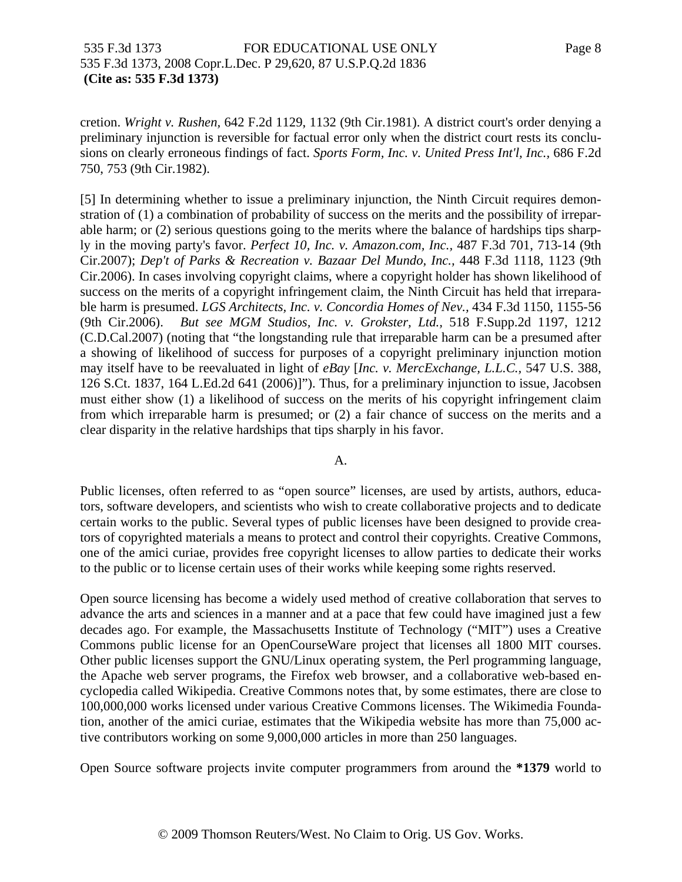cretion. *Wright v. Rushen,* 642 F.2d 1129, 1132 (9th Cir.1981). A district court's order denying a preliminary injunction is reversible for factual error only when the district court rests its conclusions on clearly erroneous findings of fact. *Sports Form, Inc. v. United Press Int'l, Inc.,* 686 F.2d 750, 753 (9th Cir.1982).

[5] In determining whether to issue a preliminary injunction, the Ninth Circuit requires demonstration of (1) a combination of probability of success on the merits and the possibility of irreparable harm; or (2) serious questions going to the merits where the balance of hardships tips sharply in the moving party's favor. *Perfect 10, Inc. v. Amazon.com, Inc.,* 487 F.3d 701, 713-14 (9th Cir.2007); *Dep't of Parks & Recreation v. Bazaar Del Mundo, Inc.,* 448 F.3d 1118, 1123 (9th Cir.2006). In cases involving copyright claims, where a copyright holder has shown likelihood of success on the merits of a copyright infringement claim, the Ninth Circuit has held that irreparable harm is presumed. *LGS Architects, Inc. v. Concordia Homes of Nev.,* 434 F.3d 1150, 1155-56 (9th Cir.2006). *But see MGM Studios, Inc. v. Grokster, Ltd.,* 518 F.Supp.2d 1197, 1212 (C.D.Cal.2007) (noting that "the longstanding rule that irreparable harm can be a presumed after a showing of likelihood of success for purposes of a copyright preliminary injunction motion may itself have to be reevaluated in light of *eBay* [*Inc. v. MercExchange, L.L.C.,* 547 U.S. 388, 126 S.Ct. 1837, 164 L.Ed.2d 641 (2006)]"). Thus, for a preliminary injunction to issue, Jacobsen must either show (1) a likelihood of success on the merits of his copyright infringement claim from which irreparable harm is presumed; or (2) a fair chance of success on the merits and a clear disparity in the relative hardships that tips sharply in his favor.

A.

Public licenses, often referred to as "open source" licenses, are used by artists, authors, educators, software developers, and scientists who wish to create collaborative projects and to dedicate certain works to the public. Several types of public licenses have been designed to provide creators of copyrighted materials a means to protect and control their copyrights. Creative Commons, one of the amici curiae, provides free copyright licenses to allow parties to dedicate their works to the public or to license certain uses of their works while keeping some rights reserved.

Open source licensing has become a widely used method of creative collaboration that serves to advance the arts and sciences in a manner and at a pace that few could have imagined just a few decades ago. For example, the Massachusetts Institute of Technology ("MIT") uses a Creative Commons public license for an OpenCourseWare project that licenses all 1800 MIT courses. Other public licenses support the GNU/Linux operating system, the Perl programming language, the Apache web server programs, the Firefox web browser, and a collaborative web-based encyclopedia called Wikipedia. Creative Commons notes that, by some estimates, there are close to 100,000,000 works licensed under various Creative Commons licenses. The Wikimedia Foundation, another of the amici curiae, estimates that the Wikipedia website has more than 75,000 active contributors working on some 9,000,000 articles in more than 250 languages.

Open Source software projects invite computer programmers from around the **\*1379** world to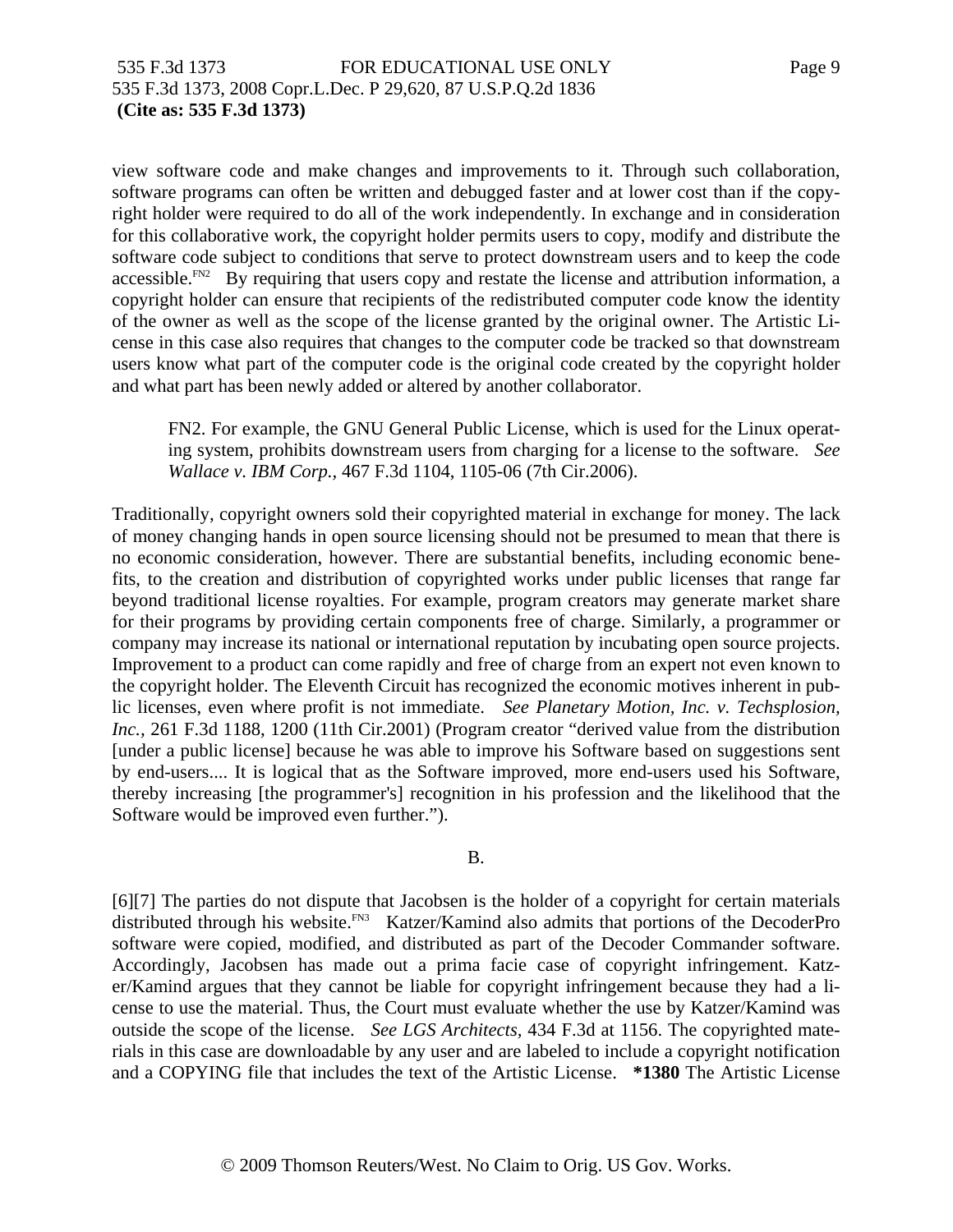view software code and make changes and improvements to it. Through such collaboration, software programs can often be written and debugged faster and at lower cost than if the copyright holder were required to do all of the work independently. In exchange and in consideration for this collaborative work, the copyright holder permits users to copy, modify and distribute the software code subject to conditions that serve to protect downstream users and to keep the code accessible.[FN2] By requiring that users copy and restate the license and attribution information, a copyright holder can ensure that recipients of the redistributed computer code know the identity of the owner as well as the scope of the license granted by the original owner. The Artistic License in this case also requires that changes to the computer code be tracked so that downstream users know what part of the computer code is the original code created by the copyright holder and what part has been newly added or altered by another collaborator.

> FN2. For example, the GNU General Public License, which is used for the Linux operating system, prohibits downstream users from charging for a license to the software. *See Wallace v. IBM Corp.*, 467 F.3d 1104, 1105-06 (7th Cir.2006).

Traditionally, copyright owners sold their copyrighted material in exchange for money. The lack of money changing hands in open source licensing should not be presumed to mean that there is no economic consideration, however. There are substantial benefits, including economic benefits, to the creation and distribution of copyrighted works under public licenses that range far beyond traditional license royalties. For example, program creators may generate market share for their programs by providing certain components free of charge. Similarly, a programmer or company may increase its national or international reputation by incubating open source projects. Improvement to a product can come rapidly and free of charge from an expert not even known to the copyright holder. The Eleventh Circuit has recognized the economic motives inherent in public licenses, even where profit is not immediate. *See Planetary Motion, Inc. v. Techsplosion, Inc.*, 261 F.3d 1188, 1200 (11th Cir.2001) (Program creator "derived value from the distribution [under a public license] because he was able to improve his Software based on suggestions sent by end-users.... It is logical that as the Software improved, more end-users used his Software, thereby increasing [the programmer's] recognition in his profession and the likelihood that the Software would be improved even further.").

B.

[6][7] The parties do not dispute that Jacobsen is the holder of a copyright for certain materials distributed through his website.[FN3] Katzer/Kamind also admits that portions of the DecoderPro software were copied, modified, and distributed as part of the Decoder Commander software. Accordingly, Jacobsen has made out a prima facie case of copyright infringement. Katzer/Kamind argues that they cannot be liable for copyright infringement because they had a license to use the material. Thus, the Court must evaluate whether the use by Katzer/Kamind was outside the scope of the license. *See LGS Architects*, 434 F.3d at 1156. The copyrighted materials in this case are downloadable by any user and are labeled to include a copyright notification and a COPYING file that includes the text of the Artistic License. **\*1380** The Artistic License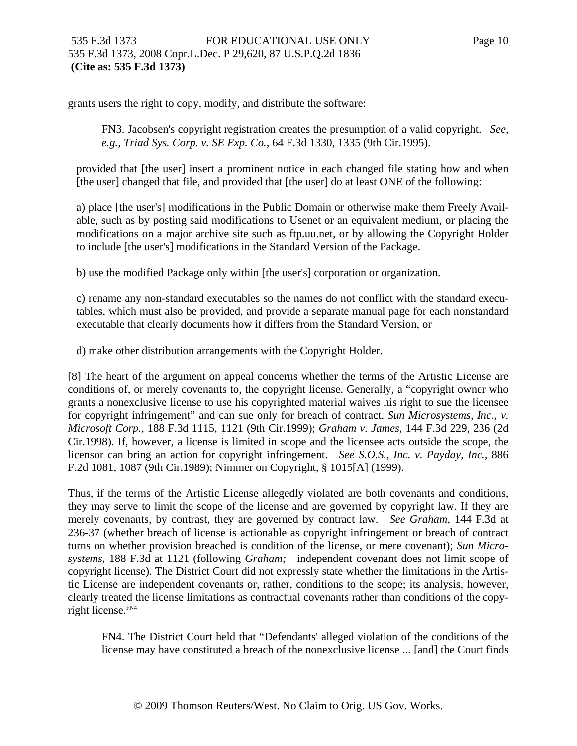grants users the right to copy, modify, and distribute the software:

> FN3. Jacobsen's copyright registration creates the presumption of a valid copyright. *See, e.g., Triad Sys. Corp. v. SE Exp. Co.,* 64 F.3d 1330, 1335 (9th Cir.1995).

> provided that [the user] insert a prominent notice in each changed file stating how and when [the user] changed that file, and provided that [the user] do at least ONE of the following:
>
> a) place [the user's] modifications in the Public Domain or otherwise make them Freely Available, such as by posting said modifications to Usenet or an equivalent medium, or placing the modifications on a major archive site such as ftp.uu.net, or by allowing the Copyright Holder to include [the user's] modifications in the Standard Version of the Package.
>
> b) use the modified Package only within [the user's] corporation or organization.
>
> c) rename any non-standard executables so the names do not conflict with the standard executables, which must also be provided, and provide a separate manual page for each nonstandard executable that clearly documents how it differs from the Standard Version, or
>
> d) make other distribution arrangements with the Copyright Holder.

[8] The heart of the argument on appeal concerns whether the terms of the Artistic License are conditions of, or merely covenants to, the copyright license. Generally, a "copyright owner who grants a nonexclusive license to use his copyrighted material waives his right to sue the licensee for copyright infringement" and can sue only for breach of contract. *Sun Microsystems, Inc., v. Microsoft Corp.,* 188 F.3d 1115, 1121 (9th Cir.1999); *Graham v. James,* 144 F.3d 229, 236 (2d Cir.1998). If, however, a license is limited in scope and the licensee acts outside the scope, the licensor can bring an action for copyright infringement. *See S.O.S., Inc. v. Payday, Inc.,* 886 F.2d 1081, 1087 (9th Cir.1989); Nimmer on Copyright, § 1015[A] (1999).

Thus, if the terms of the Artistic License allegedly violated are both covenants and conditions, they may serve to limit the scope of the license and are governed by copyright law. If they are merely covenants, by contrast, they are governed by contract law. *See Graham*, 144 F.3d at 236-37 (whether breach of license is actionable as copyright infringement or breach of contract turns on whether provision breached is condition of the license, or mere covenant); *Sun Microsystems,* 188 F.3d at 1121 (following *Graham;* independent covenant does not limit scope of copyright license). The District Court did not expressly state whether the limitations in the Artistic License are independent covenants or, rather, conditions to the scope; its analysis, however, clearly treated the license limitations as contractual covenants rather than conditions of the copyright license.[FN4]

> FN4. The District Court held that "Defendants' alleged violation of the conditions of the license may have constituted a breach of the nonexclusive license ... [and] the Court finds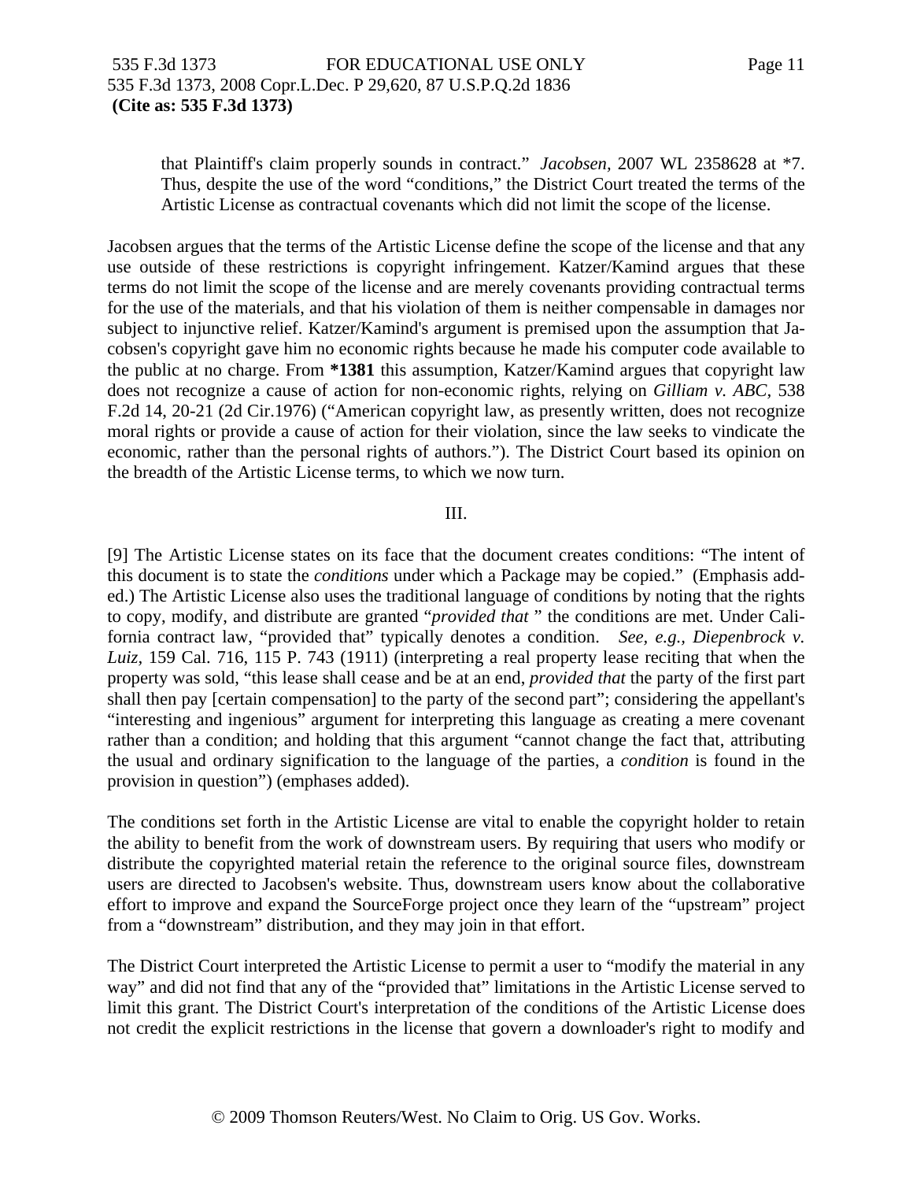that Plaintiff's claim properly sounds in contract." *Jacobsen,* 2007 WL 2358628 at *7. Thus, despite the use of the word "conditions," the District Court treated the terms of the Artistic License as contractual covenants which did not limit the scope of the license.

Jacobsen argues that the terms of the Artistic License define the scope of the license and that any use outside of these restrictions is copyright infringement. Katzer/Kamind argues that these terms do not limit the scope of the license and are merely covenants providing contractual terms for the use of the materials, and that his violation of them is neither compensable in damages nor subject to injunctive relief. Katzer/Kamind's argument is premised upon the assumption that Jacobsen's copyright gave him no economic rights because he made his computer code available to the public at no charge. From **\*1381** this assumption, Katzer/Kamind argues that copyright law does not recognize a cause of action for non-economic rights, relying on *Gilliam v. ABC,* 538 F.2d 14, 20-21 (2d Cir.1976) ("American copyright law, as presently written, does not recognize moral rights or provide a cause of action for their violation, since the law seeks to vindicate the economic, rather than the personal rights of authors."). The District Court based its opinion on the breadth of the Artistic License terms, to which we now turn.

III.

[9] The Artistic License states on its face that the document creates conditions: "The intent of this document is to state the *conditions* under which a Package may be copied." (Emphasis added.) The Artistic License also uses the traditional language of conditions by noting that the rights to copy, modify, and distribute are granted "*provided that* " the conditions are met. Under California contract law, "provided that" typically denotes a condition. *See, e.g., Diepenbrock v. Luiz,* 159 Cal. 716, 115 P. 743 (1911) (interpreting a real property lease reciting that when the property was sold, "this lease shall cease and be at an end, *provided that* the party of the first part shall then pay [certain compensation] to the party of the second part"; considering the appellant's "interesting and ingenious" argument for interpreting this language as creating a mere covenant rather than a condition; and holding that this argument "cannot change the fact that, attributing the usual and ordinary signification to the language of the parties, a *condition* is found in the provision in question") (emphases added).

The conditions set forth in the Artistic License are vital to enable the copyright holder to retain the ability to benefit from the work of downstream users. By requiring that users who modify or distribute the copyrighted material retain the reference to the original source files, downstream users are directed to Jacobsen's website. Thus, downstream users know about the collaborative effort to improve and expand the SourceForge project once they learn of the "upstream" project from a "downstream" distribution, and they may join in that effort.

The District Court interpreted the Artistic License to permit a user to "modify the material in any way" and did not find that any of the "provided that" limitations in the Artistic License served to limit this grant. The District Court's interpretation of the conditions of the Artistic License does not credit the explicit restrictions in the license that govern a downloader's right to modify and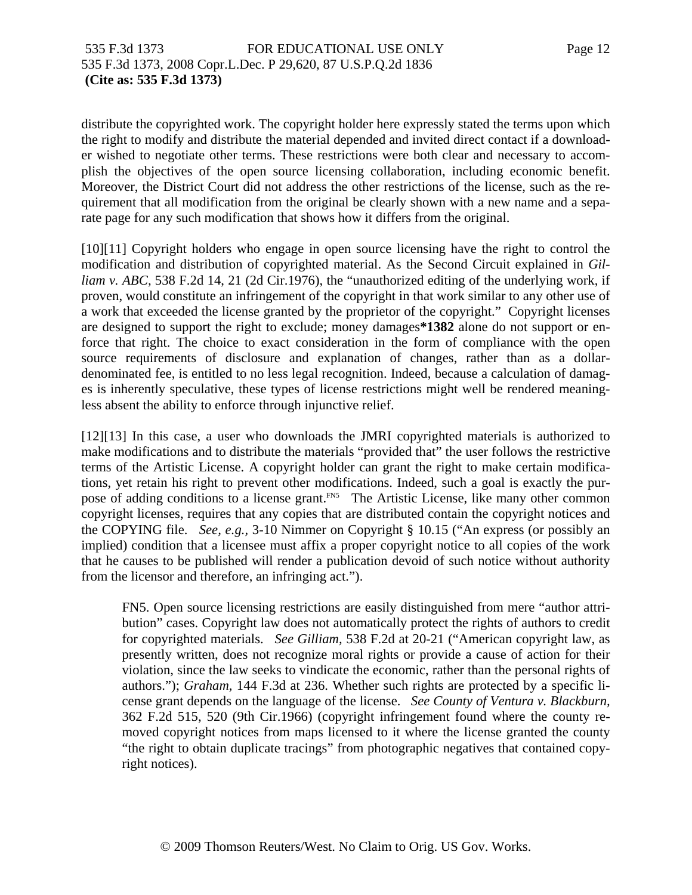distribute the copyrighted work. The copyright holder here expressly stated the terms upon which the right to modify and distribute the material depended and invited direct contact if a downloader wished to negotiate other terms. These restrictions were both clear and necessary to accomplish the objectives of the open source licensing collaboration, including economic benefit. Moreover, the District Court did not address the other restrictions of the license, such as the requirement that all modification from the original be clearly shown with a new name and a separate page for any such modification that shows how it differs from the original.

[10][11] Copyright holders who engage in open source licensing have the right to control the modification and distribution of copyrighted material. As the Second Circuit explained in *Gilliam v. ABC*, 538 F.2d 14, 21 (2d Cir.1976), the "unauthorized editing of the underlying work, if proven, would constitute an infringement of the copyright in that work similar to any other use of a work that exceeded the license granted by the proprietor of the copyright." Copyright licenses are designed to support the right to exclude; money damages**\*1382** alone do not support or enforce that right. The choice to exact consideration in the form of compliance with the open source requirements of disclosure and explanation of changes, rather than as a dollar-denominated fee, is entitled to no less legal recognition. Indeed, because a calculation of damages is inherently speculative, these types of license restrictions might well be rendered meaningless absent the ability to enforce through injunctive relief.

[12][13] In this case, a user who downloads the JMRI copyrighted materials is authorized to make modifications and to distribute the materials "provided that" the user follows the restrictive terms of the Artistic License. A copyright holder can grant the right to make certain modifications, yet retain his right to prevent other modifications. Indeed, such a goal is exactly the purpose of adding conditions to a license grant.[FN5] The Artistic License, like many other common copyright licenses, requires that any copies that are distributed contain the copyright notices and the COPYING file. *See, e.g.,* 3-10 Nimmer on Copyright § 10.15 ("An express (or possibly an implied) condition that a licensee must affix a proper copyright notice to all copies of the work that he causes to be published will render a publication devoid of such notice without authority from the licensor and therefore, an infringing act.").

> FN5. Open source licensing restrictions are easily distinguished from mere "author attribution" cases. Copyright law does not automatically protect the rights of authors to credit for copyrighted materials. *See Gilliam,* 538 F.2d at 20-21 ("American copyright law, as presently written, does not recognize moral rights or provide a cause of action for their violation, since the law seeks to vindicate the economic, rather than the personal rights of authors."); *Graham,* 144 F.3d at 236. Whether such rights are protected by a specific license grant depends on the language of the license. *See County of Ventura v. Blackburn,* 362 F.2d 515, 520 (9th Cir.1966) (copyright infringement found where the county removed copyright notices from maps licensed to it where the license granted the county "the right to obtain duplicate tracings" from photographic negatives that contained copyright notices).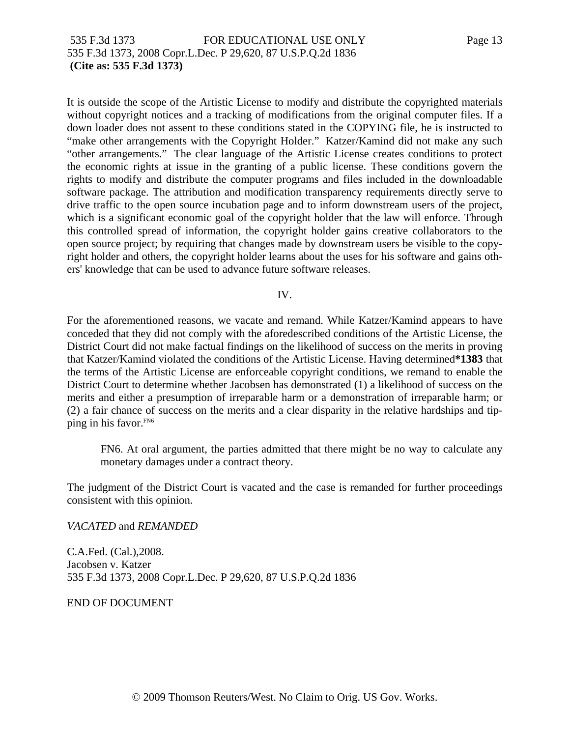It is outside the scope of the Artistic License to modify and distribute the copyrighted materials without copyright notices and a tracking of modifications from the original computer files. If a down loader does not assent to these conditions stated in the COPYING file, he is instructed to "make other arrangements with the Copyright Holder." Katzer/Kamind did not make any such "other arrangements." The clear language of the Artistic License creates conditions to protect the economic rights at issue in the granting of a public license. These conditions govern the rights to modify and distribute the computer programs and files included in the downloadable software package. The attribution and modification transparency requirements directly serve to drive traffic to the open source incubation page and to inform downstream users of the project, which is a significant economic goal of the copyright holder that the law will enforce. Through this controlled spread of information, the copyright holder gains creative collaborators to the open source project; by requiring that changes made by downstream users be visible to the copyright holder and others, the copyright holder learns about the uses for his software and gains others' knowledge that can be used to advance future software releases.

IV.

For the aforementioned reasons, we vacate and remand. While Katzer/Kamind appears to have conceded that they did not comply with the aforedescribed conditions of the Artistic License, the District Court did not make factual findings on the likelihood of success on the merits in proving that Katzer/Kamind violated the conditions of the Artistic License. Having determined**\*1383** that the terms of the Artistic License are enforceable copyright conditions, we remand to enable the District Court to determine whether Jacobsen has demonstrated (1) a likelihood of success on the merits and either a presumption of irreparable harm or a demonstration of irreparable harm; or (2) a fair chance of success on the merits and a clear disparity in the relative hardships and tipping in his favor.[FN6]

> FN6. At oral argument, the parties admitted that there might be no way to calculate any monetary damages under a contract theory.

The judgment of the District Court is vacated and the case is remanded for further proceedings consistent with this opinion.

*VACATED* and *REMANDED*

C.A.Fed. (Cal.),2008.
Jacobsen v. Katzer
535 F.3d 1373, 2008 Copr.L.Dec. P 29,620, 87 U.S.P.Q.2d 1836

END OF DOCUMENT